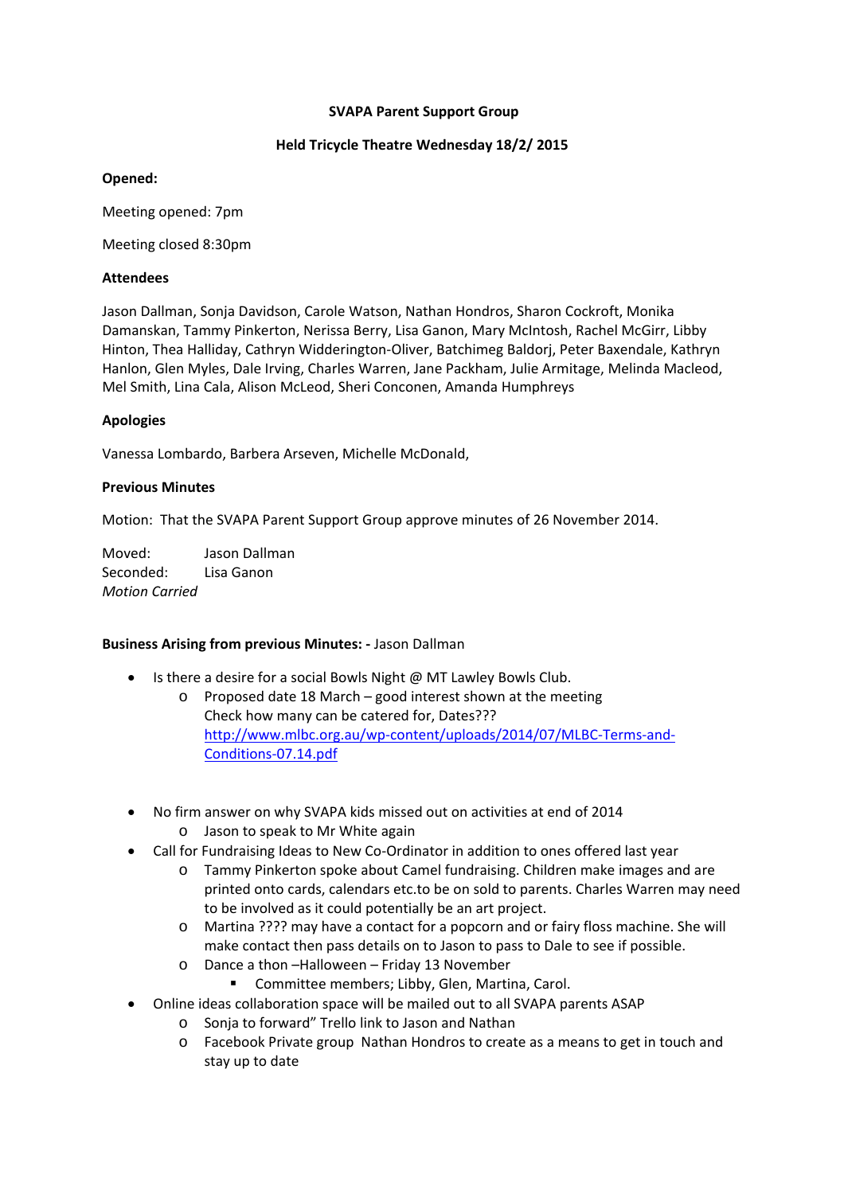**SVAPA Parent Support Group**

**Held Tricycle Theatre Wednesday 18/2/ 2015**

**Opened:**

Meeting opened: 7pm

Meeting closed 8:30pm

**Attendees**

Jason Dallman, Sonja Davidson, Carole Watson, Nathan Hondros, Sharon Cockroft, Monika Damanskan, Tammy Pinkerton, Nerissa Berry, Lisa Ganon, Mary McIntosh, Rachel McGirr, Libby Hinton, Thea Halliday, Cathryn Widderington-Oliver, Batchimeg Baldorj, Peter Baxendale, Kathryn Hanlon, Glen Myles, Dale Irving, Charles Warren, Jane Packham, Julie Armitage, Melinda Macleod, Mel Smith, Lina Cala, Alison McLeod, Sheri Conconen, Amanda Humphreys

**Apologies**

Vanessa Lombardo, Barbera Arseven, Michelle McDonald,

**Previous Minutes**

Motion: That the SVAPA Parent Support Group approve minutes of 26 November 2014.

Moved: Jason Dallman
Seconded: Lisa Ganon
*Motion Carried*

**Business Arising from previous Minutes: -** Jason Dallman

- Is there a desire for a social Bowls Night @ MT Lawley Bowls Club.
  - Proposed date 18 March – good interest shown at the meeting
    Check how many can be catered for, Dates???
    http://www.mlbc.org.au/wp-content/uploads/2014/07/MLBC-Terms-and-Conditions-07.14.pdf
- No firm answer on why SVAPA kids missed out on activities at end of 2014
  - Jason to speak to Mr White again
- Call for Fundraising Ideas to New Co-Ordinator in addition to ones offered last year
  - Tammy Pinkerton spoke about Camel fundraising. Children make images and are printed onto cards, calendars etc.to be on sold to parents. Charles Warren may need to be involved as it could potentially be an art project.
  - Martina ???? may have a contact for a popcorn and or fairy floss machine. She will make contact then pass details on to Jason to pass to Dale to see if possible.
  - Dance a thon –Halloween – Friday 13 November
    - Committee members; Libby, Glen, Martina, Carol.
- Online ideas collaboration space will be mailed out to all SVAPA parents ASAP
  - Sonja to forward" Trello link to Jason and Nathan
  - Facebook Private group Nathan Hondros to create as a means to get in touch and stay up to date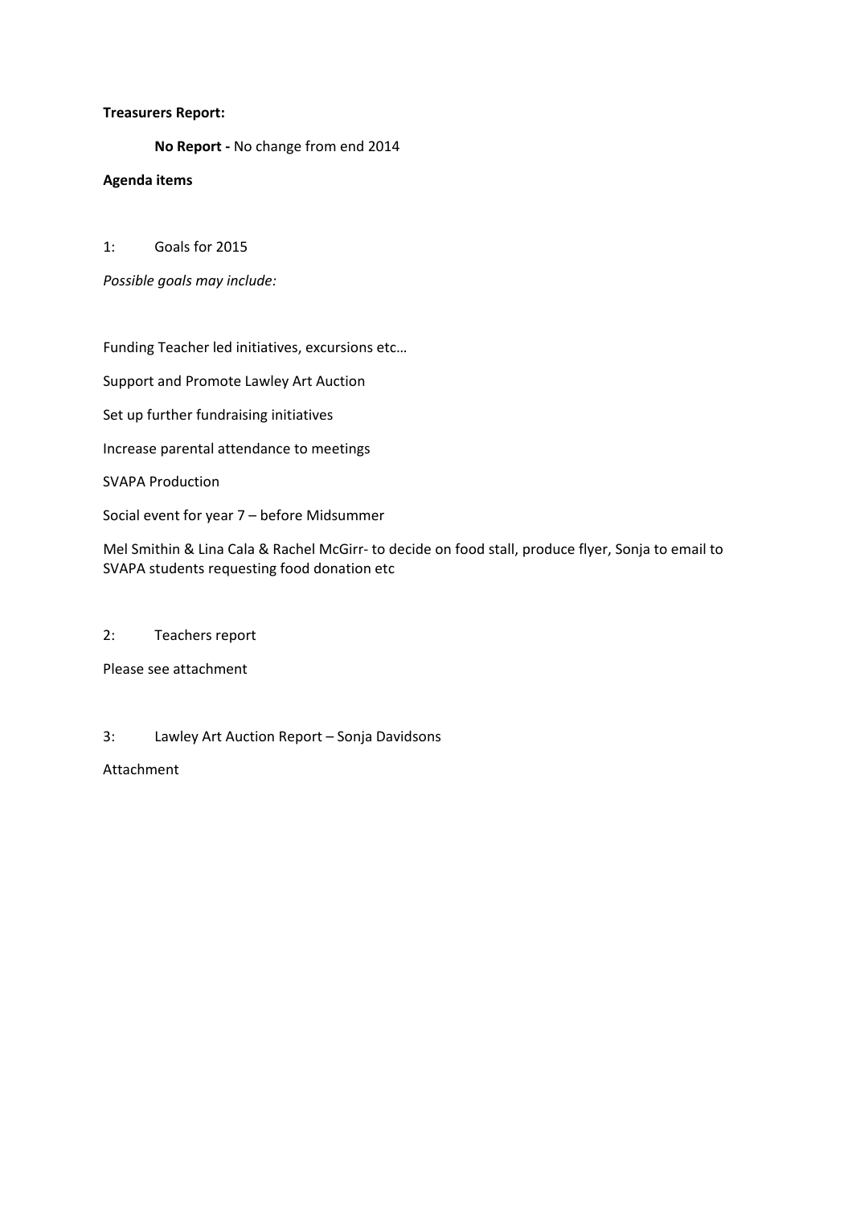**Treasurers Report:**

**No Report -** No change from end 2014

**Agenda items**

1: Goals for 2015

*Possible goals may include:*

Funding Teacher led initiatives, excursions etc…

Support and Promote Lawley Art Auction

Set up further fundraising initiatives

Increase parental attendance to meetings

SVAPA Production

Social event for year 7 – before Midsummer

Mel Smithin & Lina Cala & Rachel McGirr- to decide on food stall, produce flyer, Sonja to email to SVAPA students requesting food donation etc

2: Teachers report

Please see attachment

3: Lawley Art Auction Report – Sonja Davidsons

Attachment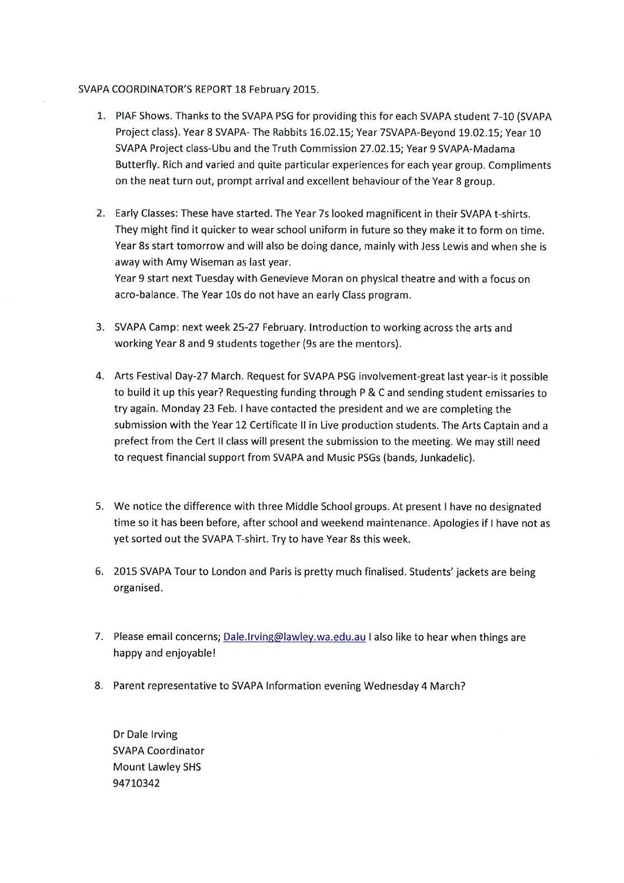SVAPA COORDINATOR'S REPORT 18 February 2015.

1. PIAF Shows. Thanks to the SVAPA PSG for providing this for each SVAPA student 7-10 (SVAPA Project class). Year 8 SVAPA- The Rabbits 16.02.15; Year 7SVAPA-Beyond 19.02.15; Year 10 SVAPA Project class-Ubu and the Truth Commission 27.02.15; Year 9 SVAPA-Madama Butterfly. Rich and varied and quite particular experiences for each year group. Compliments on the neat turn out, prompt arrival and excellent behaviour of the Year 8 group.

2. Early Classes: These have started. The Year 7s looked magnificent in their SVAPA t-shirts. They might find it quicker to wear school uniform in future so they make it to form on time. Year 8s start tomorrow and will also be doing dance, mainly with Jess Lewis and when she is away with Amy Wiseman as last year.
   Year 9 start next Tuesday with Genevieve Moran on physical theatre and with a focus on acro-balance. The Year 10s do not have an early Class program.

3. SVAPA Camp: next week 25-27 February. Introduction to working across the arts and working Year 8 and 9 students together (9s are the mentors).

4. Arts Festival Day-27 March. Request for SVAPA PSG involvement-great last year-is it possible to build it up this year? Requesting funding through P & C and sending student emissaries to try again. Monday 23 Feb. I have contacted the president and we are completing the submission with the Year 12 Certificate II in Live production students. The Arts Captain and a prefect from the Cert II class will present the submission to the meeting. We may still need to request financial support from SVAPA and Music PSGs (bands, Junkadelic).

5. We notice the difference with three Middle School groups. At present I have no designated time so it has been before, after school and weekend maintenance. Apologies if I have not as yet sorted out the SVAPA T-shirt. Try to have Year 8s this week.

6. 2015 SVAPA Tour to London and Paris is pretty much finalised. Students' jackets are being organised.

7. Please email concerns; Dale.Irving@lawley.wa.edu.au I also like to hear when things are happy and enjoyable!

8. Parent representative to SVAPA Information evening Wednesday 4 March?

Dr Dale Irving
SVAPA Coordinator
Mount Lawley SHS
94710342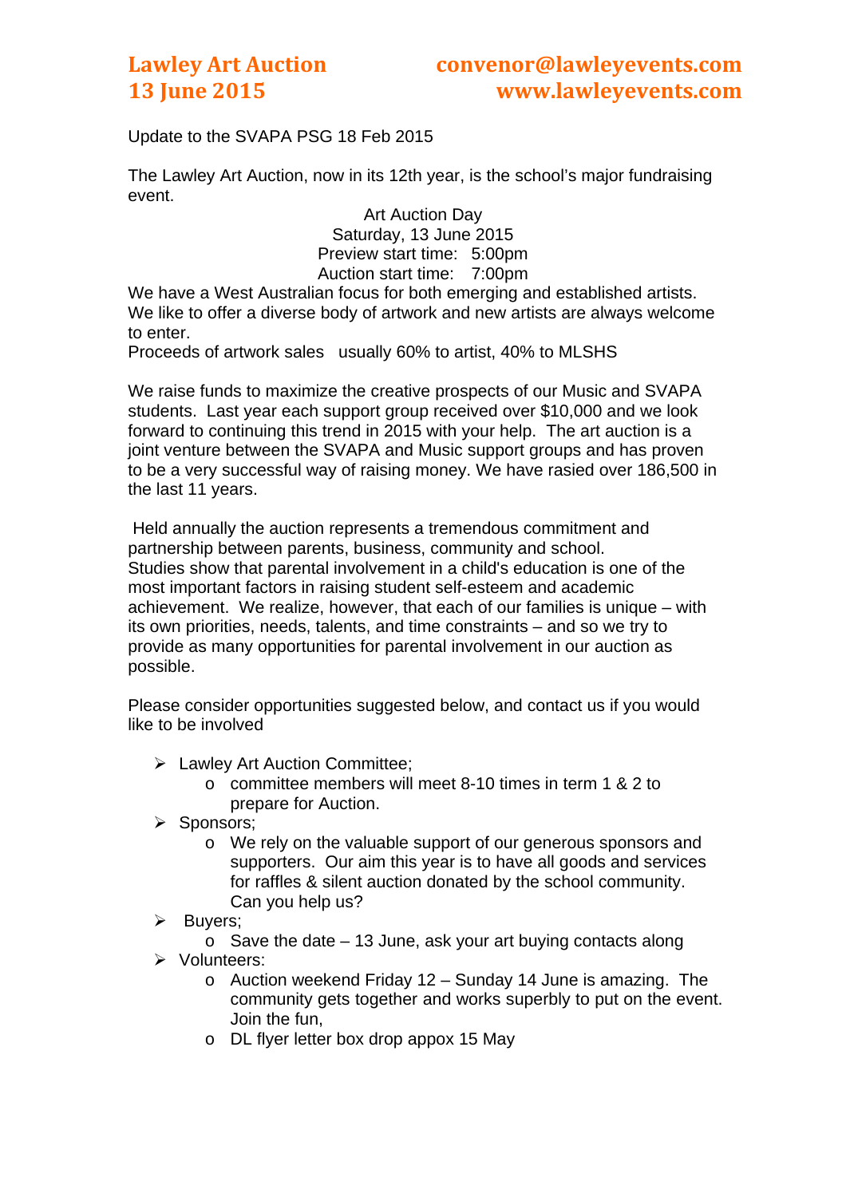**Lawley Art Auction**
**13 June 2015**

**convenor@lawleyevents.com**
**www.lawleyevents.com**

Update to the SVAPA PSG 18 Feb 2015

The Lawley Art Auction, now in its 12th year, is the school's major fundraising event.

Art Auction Day
Saturday, 13 June 2015
Preview start time: 5:00pm
Auction start time: 7:00pm

We have a West Australian focus for both emerging and established artists. We like to offer a diverse body of artwork and new artists are always welcome to enter.
Proceeds of artwork sales usually 60% to artist, 40% to MLSHS

We raise funds to maximize the creative prospects of our Music and SVAPA students. Last year each support group received over $10,000 and we look forward to continuing this trend in 2015 with your help. The art auction is a joint venture between the SVAPA and Music support groups and has proven to be a very successful way of raising money. We have rasied over 186,500 in the last 11 years.

Held annually the auction represents a tremendous commitment and partnership between parents, business, community and school.
Studies show that parental involvement in a child's education is one of the most important factors in raising student self-esteem and academic achievement. We realize, however, that each of our families is unique – with its own priorities, needs, talents, and time constraints – and so we try to provide as many opportunities for parental involvement in our auction as possible.

Please consider opportunities suggested below, and contact us if you would like to be involved

- Lawley Art Auction Committee;
  - committee members will meet 8-10 times in term 1 & 2 to prepare for Auction.
- Sponsors;
  - We rely on the valuable support of our generous sponsors and supporters. Our aim this year is to have all goods and services for raffles & silent auction donated by the school community. Can you help us?
- Buyers;
  - Save the date – 13 June, ask your art buying contacts along
- Volunteers:
  - Auction weekend Friday 12 – Sunday 14 June is amazing. The community gets together and works superbly to put on the event. Join the fun,
  - DL flyer letter box drop appox 15 May